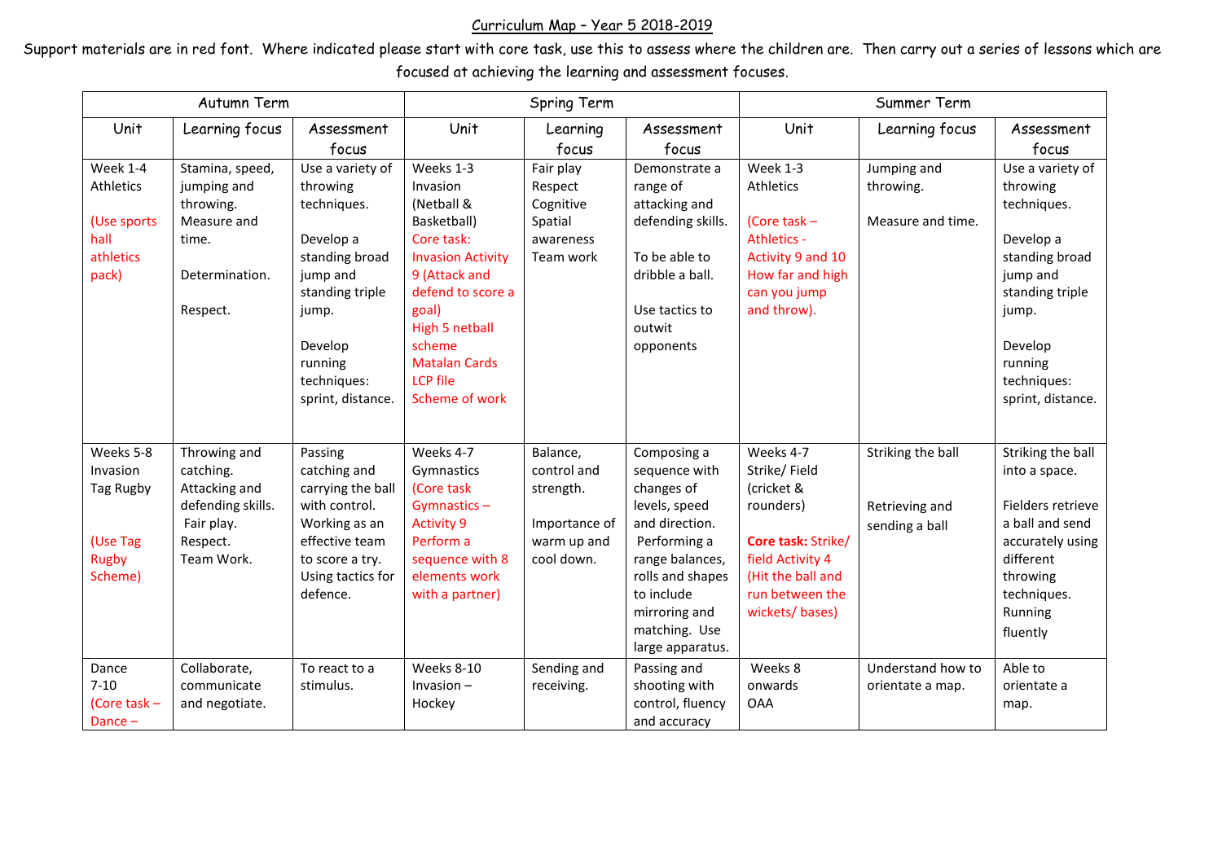# Curriculum Map – Year 5 2018-2019

Support materials are in red font. Where indicated please start with core task, use this to assess where the children are. Then carry out a series of lessons which are focused at achieving the learning and assessment focuses.

| Autumn Term | | | Spring Term | | | Summer Term | | |
|---|---|---|---|---|---|---|---|---|
| Unit | Learning focus | Assessment focus | Unit | Learning focus | Assessment focus | Unit | Learning focus | Assessment focus |
| Week 1-4 Athletics (Use sports hall athletics pack) | Stamina, speed, jumping and throwing. Measure and time. Determination. Respect. | Use a variety of throwing techniques. Develop a standing broad jump and standing triple jump. Develop running techniques: sprint, distance. | Weeks 1-3 Invasion (Netball & Basketball) Core task: Invasion Activity 9 (Attack and defend to score a goal) High 5 netball scheme Matalan Cards LCP file Scheme of work | Fair play Respect Cognitive Spatial awareness Team work | Demonstrate a range of attacking and defending skills. To be able to dribble a ball. Use tactics to outwit opponents | Week 1-3 Athletics (Core task – Athletics - Activity 9 and 10 How far and high can you jump and throw). | Jumping and throwing. Measure and time. | Use a variety of throwing techniques. Develop a standing broad jump and standing triple jump. Develop running techniques: sprint, distance. |
| Weeks 5-8 Invasion Tag Rugby (Use Tag Rugby Scheme) | Throwing and catching. Attacking and defending skills. Fair play. Respect. Team Work. | Passing catching and carrying the ball with control. Working as an effective team to score a try. Using tactics for defence. | Weeks 4-7 Gymnastics (Core task Gymnastics – Activity 9 Perform a sequence with 8 elements work with a partner) | Balance, control and strength. Importance of warm up and cool down. | Composing a sequence with changes of levels, speed and direction. Performing a range balances, rolls and shapes to include mirroring and matching. Use large apparatus. | Weeks 4-7 Strike/ Field (cricket & rounders) **Core task:** Strike/ field Activity 4 (Hit the ball and run between the wickets/ bases) | Striking the ball Retrieving and sending a ball | Striking the ball into a space. Fielders retrieve a ball and send accurately using different throwing techniques. Running fluently |
| Dance 7-10 (Core task – Dance – | Collaborate, communicate and negotiate. | To react to a stimulus. | Weeks 8-10 Invasion – Hockey | Sending and receiving. | Passing and shooting with control, fluency and accuracy | Weeks 8 onwards OAA | Understand how to orientate a map. | Able to orientate a map. |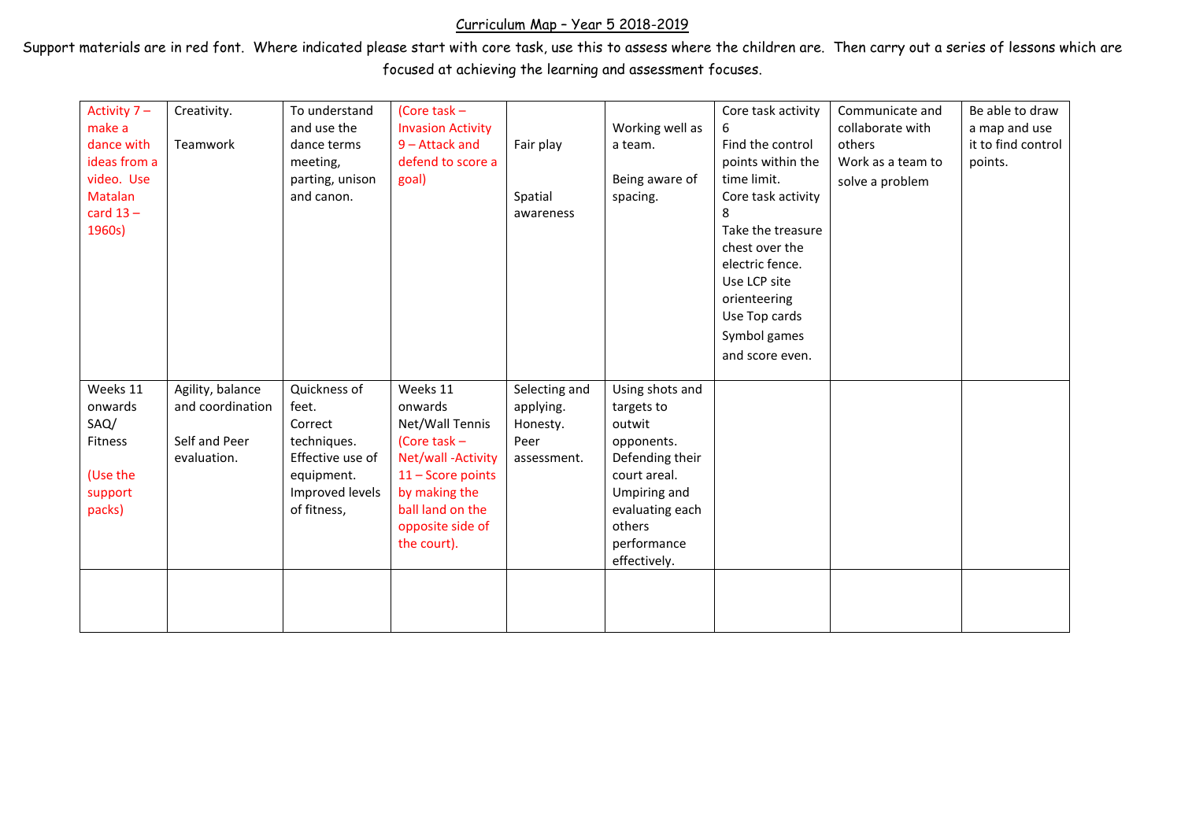Curriculum Map – Year 5 2018-2019

Support materials are in red font. Where indicated please start with core task, use this to assess where the children are. Then carry out a series of lessons which are focused at achieving the learning and assessment focuses.

| | | | | | | | | |
|---|---|---|---|---|---|---|---|---|
| Activity 7 – make a dance with ideas from a video. Use Matalan card 13 – 1960s) | Creativity.<br><br>Teamwork | To understand and use the dance terms meeting, parting, unison and canon. | (Core task – Invasion Activity 9 – Attack and defend to score a goal) | Fair play<br><br>Spatial awareness | Working well as a team.<br><br>Being aware of spacing. | Core task activity 6<br>Find the control points within the time limit.<br>Core task activity 8<br>Take the treasure chest over the electric fence.<br>Use LCP site orienteering<br>Use Top cards<br>Symbol games and score even. | Communicate and collaborate with others<br>Work as a team to solve a problem | Be able to draw a map and use it to find control points. |
| Weeks 11 onwards SAQ/ Fitness<br><br>(Use the support packs) | Agility, balance and coordination<br><br>Self and Peer evaluation. | Quickness of feet.<br>Correct techniques.<br>Effective use of equipment.<br>Improved levels of fitness, | Weeks 11 onwards Net/Wall Tennis (Core task – Net/wall -Activity 11 – Score points by making the ball land on the opposite side of the court). | Selecting and applying.<br>Honesty.<br>Peer assessment. | Using shots and targets to outwit opponents.<br>Defending their court areal.<br>Umpiring and evaluating each others performance effectively. | | | |
| | | | | | | | | |